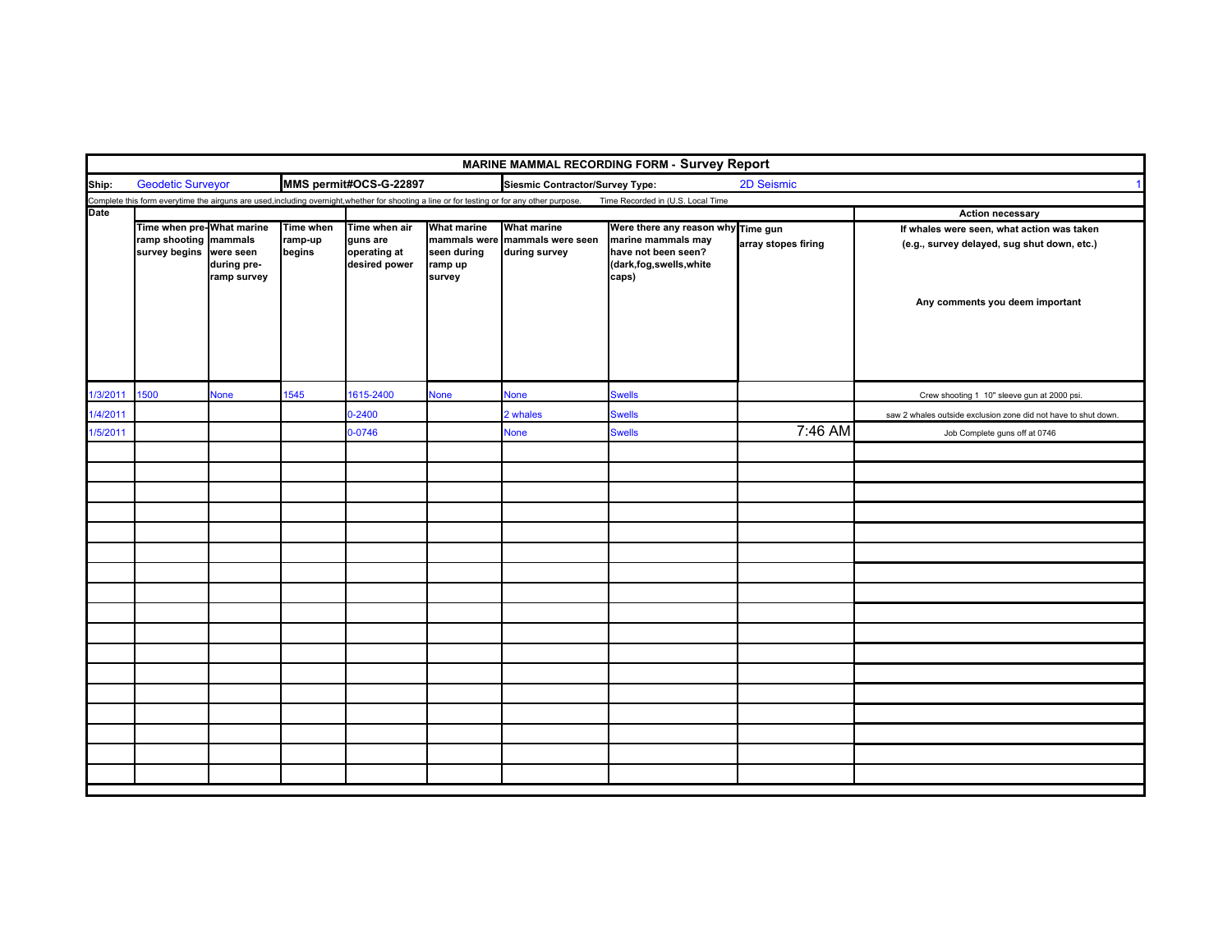# MARINE MAMMAL RECORDING FORM - Survey Report

**Ship:** Geodetic Surveyor | **MMS permit#OCS-G-22897** | **Siesmic Contractor/Survey Type:** 2D Seismic | 1

Complete this form everytime the airguns are used,including overnight,whether for shooting a line or for testing or for any other purpose. Time Recorded in (U.S. Local Time

| Date | Time when pre-ramp shooting survey begins | What marine mammals were seen during pre-ramp survey | Time when ramp-up begins | Time when air guns are operating at desired power | What marine mammals were seen during ramp up survey | What marine mammals were seen during survey | Were there any reason why marine mammals may have not been seen? (dark,fog,swells,white caps) | Time gun array stopes firing | Action necessary<br>If whales were seen, what action was taken (e.g., survey delayed, sug shut down, etc.)<br>Any comments you deem important |
|---|---|---|---|---|---|---|---|---|---|
| 1/3/2011 | 1500 | None | 1545 | 1615-2400 | None | None | Swells | | Crew shooting 1 10" sleeve gun at 2000 psi. |
| 1/4/2011 | | | | 0-2400 | | 2 whales | Swells | | saw 2 whales outside exclusion zone did not have to shut down. |
| 1/5/2011 | | | | 0-0746 | | None | Swells | 7:46 AM | Job Complete guns off at 0746 |
| | | | | | | | | | |
| | | | | | | | | | |
| | | | | | | | | | |
| | | | | | | | | | |
| | | | | | | | | | |
| | | | | | | | | | |
| | | | | | | | | | |
| | | | | | | | | | |
| | | | | | | | | | |
| | | | | | | | | | |
| | | | | | | | | | |
| | | | | | | | | | |
| | | | | | | | | | |
| | | | | | | | | | |
| | | | | | | | | | |
| | | | | | | | | | |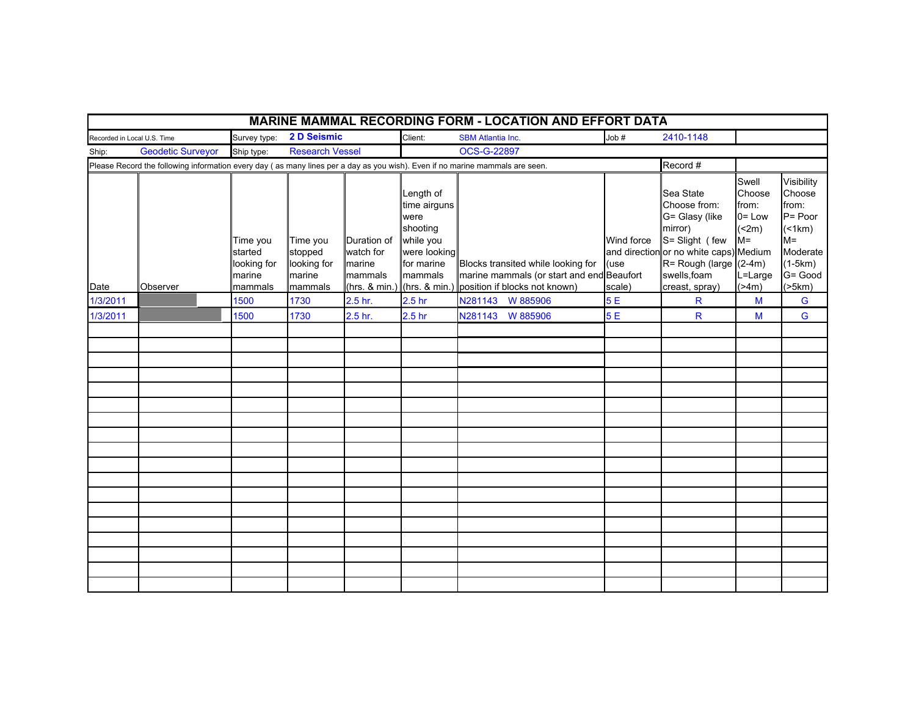# MARINE MAMMAL RECORDING FORM - LOCATION AND EFFORT DATA

| Recorded in Local U.S. Time | Survey type: **2 D Seismic** | Client: SBM Atlantia Inc. | Job # 2410-1148 |
|---|---|---|---|
| Ship: Geodetic Surveyor | Ship type: Research Vessel | OCS-G-22897 | |

Please Record the following information every day ( as many lines per a day as you wish). Even if no marine mammals are seen. Record #

| Date | Observer | Time you started looking for marine mammals | Time you stopped looking for marine mammals | Duration of watch for marine mammals (hrs. & min.) | Length of time airguns were shooting while you were looking for marine mammals (hrs. & min.) | Blocks transited while looking for marine mammals (or start and end position if blocks not known) | Wind force and direction (use Beaufort scale) | Sea State Choose from: G= Glasy (like mirror) S= Slight ( few or no white caps) R= Rough (large swells,foam creast, spray) | Swell Choose from: 0= Low (<2m) M= Medium (2-4m) L=Large (>4m) | Visibility Choose from: P= Poor (<1km) M= Moderate (1-5km) G= Good (>5km) |
|---|---|---|---|---|---|---|---|---|---|---|
| 1/3/2011 | | 1500 | 1730 | 2.5 hr. | 2.5 hr | N281143 W 885906 | 5 E | R | M | G |
| 1/3/2011 | | 1500 | 1730 | 2.5 hr. | 2.5 hr | N281143 W 885906 | 5 E | R | M | G |
| | | | | | | | | | | |
| | | | | | | | | | | |
| | | | | | | | | | | |
| | | | | | | | | | | |
| | | | | | | | | | | |
| | | | | | | | | | | |
| | | | | | | | | | | |
| | | | | | | | | | | |
| | | | | | | | | | | |
| | | | | | | | | | | |
| | | | | | | | | | | |
| | | | | | | | | | | |
| | | | | | | | | | | |
| | | | | | | | | | | |
| | | | | | | | | | | |
| | | | | | | | | | | |
| | | | | | | | | | | |
| | | | | | | | | | | |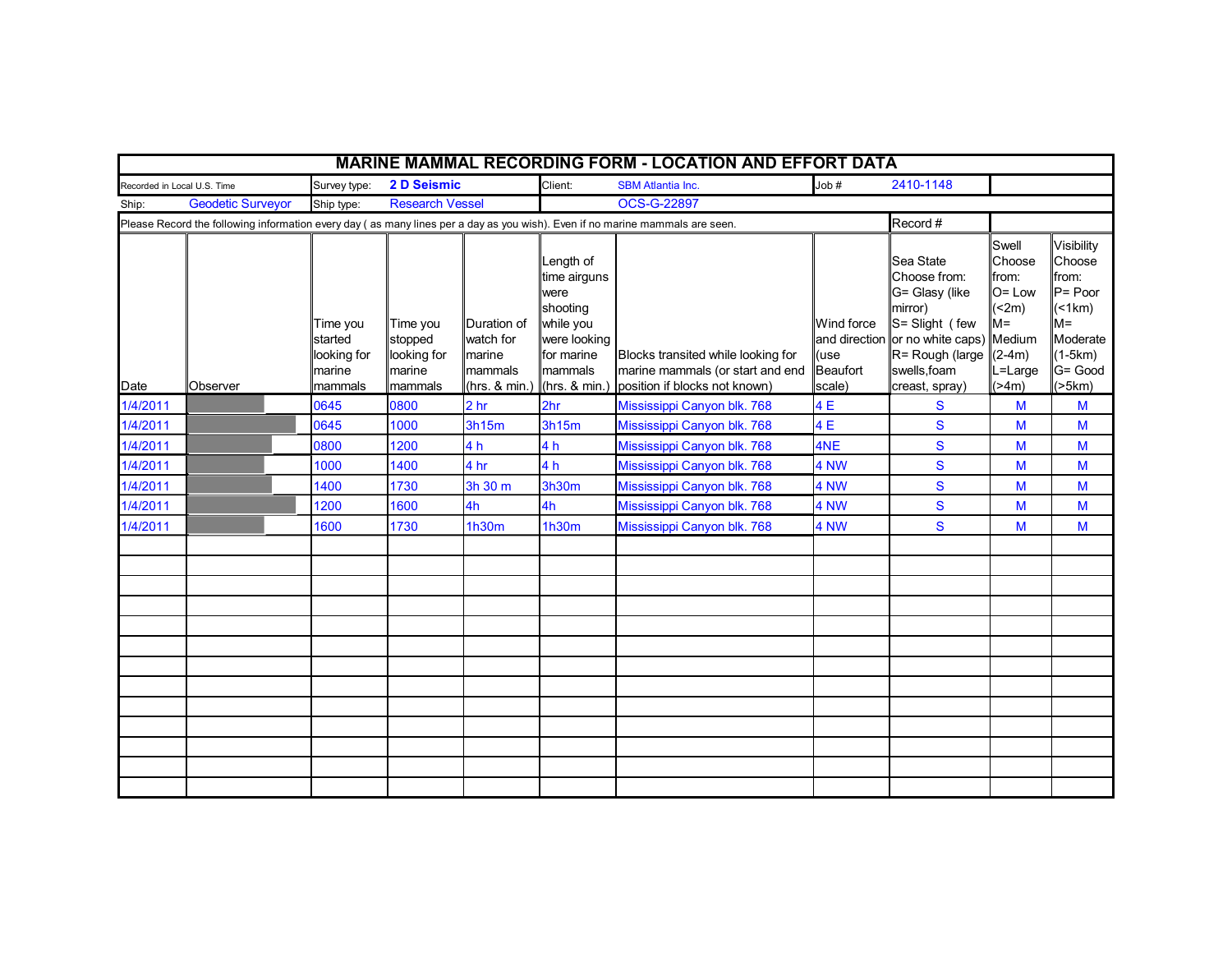# MARINE MAMMAL RECORDING FORM - LOCATION AND EFFORT DATA

| Recorded in Local U.S. Time | | Survey type: | 2 D Seismic | Client: | SBM Atlantia Inc. | Job # | 2410-1148 | |
|---|---|---|---|---|---|---|---|---|
| Ship: | Geodetic Surveyor | Ship type: | Research Vessel | | OCS-G-22897 | | | |

Please Record the following information every day ( as many lines per a day as you wish). Even if no marine mammals are seen. Record #

| Date | Observer | Time you started looking for marine mammals | Time you stopped looking for marine mammals | Duration of watch for marine mammals (hrs. & min.) | Length of time airguns were shooting while you were looking for marine mammals (hrs. & min.) | Blocks transited while looking for marine mammals (or start and end position if blocks not known) | Wind force and direction (use Beaufort scale) | Sea State Choose from: G= Glasy (like mirror) S= Slight ( few or no white caps) R= Rough (large swells,foam creast, spray) | Swell Choose from: O= Low (<2m) M= Medium (2-4m) L=Large (>4m) | Visibility Choose from: P= Poor (<1km) M= Moderate (1-5km) G= Good (>5km) |
|---|---|---|---|---|---|---|---|---|---|---|
| 1/4/2011 | | 0645 | 0800 | 2 hr | 2hr | Mississippi Canyon blk. 768 | 4 E | S | M | M |
| 1/4/2011 | | 0645 | 1000 | 3h15m | 3h15m | Mississippi Canyon blk. 768 | 4 E | S | M | M |
| 1/4/2011 | | 0800 | 1200 | 4 h | 4 h | Mississippi Canyon blk. 768 | 4NE | S | M | M |
| 1/4/2011 | | 1000 | 1400 | 4 hr | 4 h | Mississippi Canyon blk. 768 | 4 NW | S | M | M |
| 1/4/2011 | | 1400 | 1730 | 3h 30 m | 3h30m | Mississippi Canyon blk. 768 | 4 NW | S | M | M |
| 1/4/2011 | | 1200 | 1600 | 4h | 4h | Mississippi Canyon blk. 768 | 4 NW | S | M | M |
| 1/4/2011 | | 1600 | 1730 | 1h30m | 1h30m | Mississippi Canyon blk. 768 | 4 NW | S | M | M |
| | | | | | | | | | | |
| | | | | | | | | | | |
| | | | | | | | | | | |
| | | | | | | | | | | |
| | | | | | | | | | | |
| | | | | | | | | | | |
| | | | | | | | | | | |
| | | | | | | | | | | |
| | | | | | | | | | | |
| | | | | | | | | | | |
| | | | | | | | | | | |
| | | | | | | | | | | |
| | | | | | | | | | | |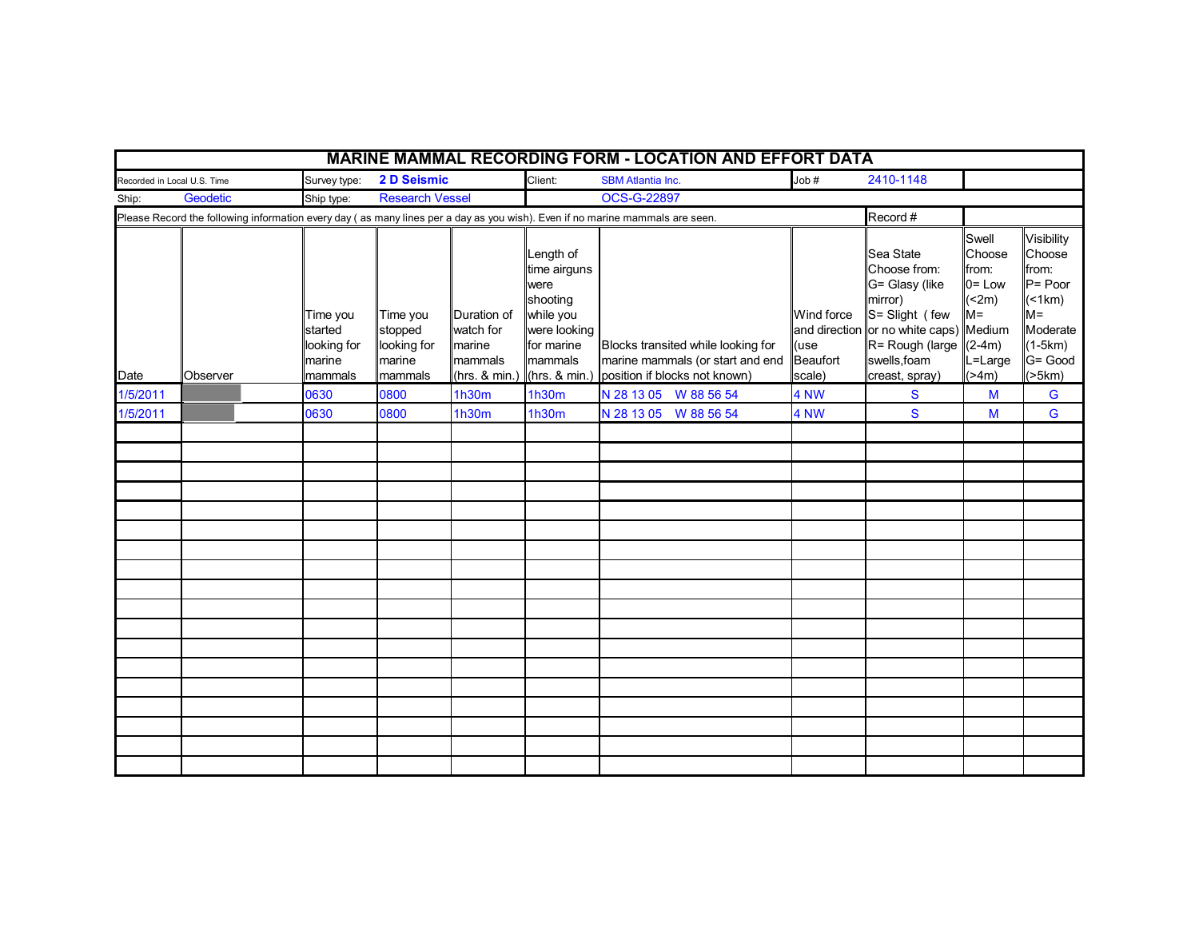# MARINE MAMMAL RECORDING FORM - LOCATION AND EFFORT DATA

| Recorded in Local U.S. Time | | Survey type: | **2 D Seismic** | Client: | SBM Atlantia Inc. | Job # | 2410-1148 |
|---|---|---|---|---|---|---|---|
| Ship: | Geodetic | Ship type: | Research Vessel | | OCS-G-22897 | | |

Please Record the following information every day ( as many lines per a day as you wish). Even if no marine mammals are seen. Record #

| Date | Observer | Time you started looking for marine mammals | Time you stopped looking for marine mammals | Duration of watch for marine mammals (hrs. & min.) | Length of time airguns were shooting while you were looking for marine mammals (hrs. & min.) | Blocks transited while looking for marine mammals (or start and end position if blocks not known) | Wind force and direction (use Beaufort scale) | Sea State Choose from: G= Glasy (like mirror) S= Slight ( few or no white caps) R= Rough (large swells,foam creast, spray) | Swell Choose from: 0= Low (<2m) M= Medium (2-4m) L=Large (>4m) | Visibility Choose from: P= Poor (<1km) M= Moderate (1-5km) G= Good (>5km) |
|---|---|---|---|---|---|---|---|---|---|---|
| 1/5/2011 | | 0630 | 0800 | 1h30m | 1h30m | N 28 13 05 W 88 56 54 | 4 NW | S | M | G |
| 1/5/2011 | | 0630 | 0800 | 1h30m | 1h30m | N 28 13 05 W 88 56 54 | 4 NW | S | M | G |
| | | | | | | | | | | |
| | | | | | | | | | | |
| | | | | | | | | | | |
| | | | | | | | | | | |
| | | | | | | | | | | |
| | | | | | | | | | | |
| | | | | | | | | | | |
| | | | | | | | | | | |
| | | | | | | | | | | |
| | | | | | | | | | | |
| | | | | | | | | | | |
| | | | | | | | | | | |
| | | | | | | | | | | |
| | | | | | | | | | | |
| | | | | | | | | | | |
| | | | | | | | | | | |
| | | | | | | | | | | |
| | | | | | | | | | | |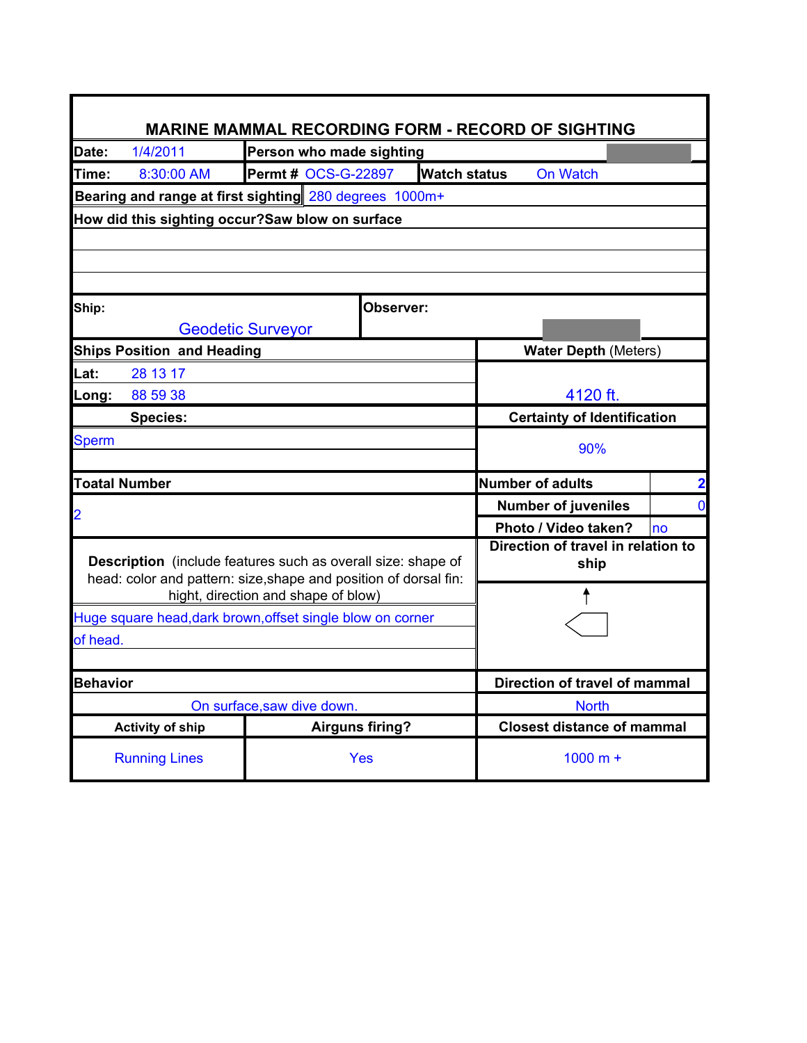# MARINE MAMMAL RECORDING FORM - RECORD OF SIGHTING

| | | | |
|---|---|---|---|
| **Date:** 1/4/2011 | **Person who made sighting** | | |
| **Time:** 8:30:00 AM | **Permt #** OCS-G-22897 | **Watch status** | On Watch |
| **Bearing and range at first sighting** | 280 degrees 1000m+ | | |

**How did this sighting occur?** Saw blow on surface

| | |
|---|---|
| **Ship:** Geodetic Surveyor | **Observer:** |

| | |
|---|---|
| **Ships Position and Heading** | **Water Depth** (Meters) |
| **Lat:** 28 13 17 | |
| **Long:** 88 59 38 | 4120 ft. |
| **Species:** | **Certainty of Identification** |
| Sperm | 90% |
| **Toatal Number** | **Number of adults** 2 |
| 2 | **Number of juveniles** 0 |
| | **Photo / Video taken?** no |
| **Description** (include features such as overall size: shape of head: color and pattern: size,shape and position of dorsal fin: hight, direction and shape of blow) | **Direction of travel in relation to ship** |
| Huge square head,dark brown,offset single blow on corner of head. | |
| **Behavior** | **Direction of travel of mammal** |
| On surface,saw dive down. | North |

| | | |
|---|---|---|
| **Activity of ship** | **Airguns firing?** | **Closest distance of mammal** |
| Running Lines | Yes | 1000 m + |